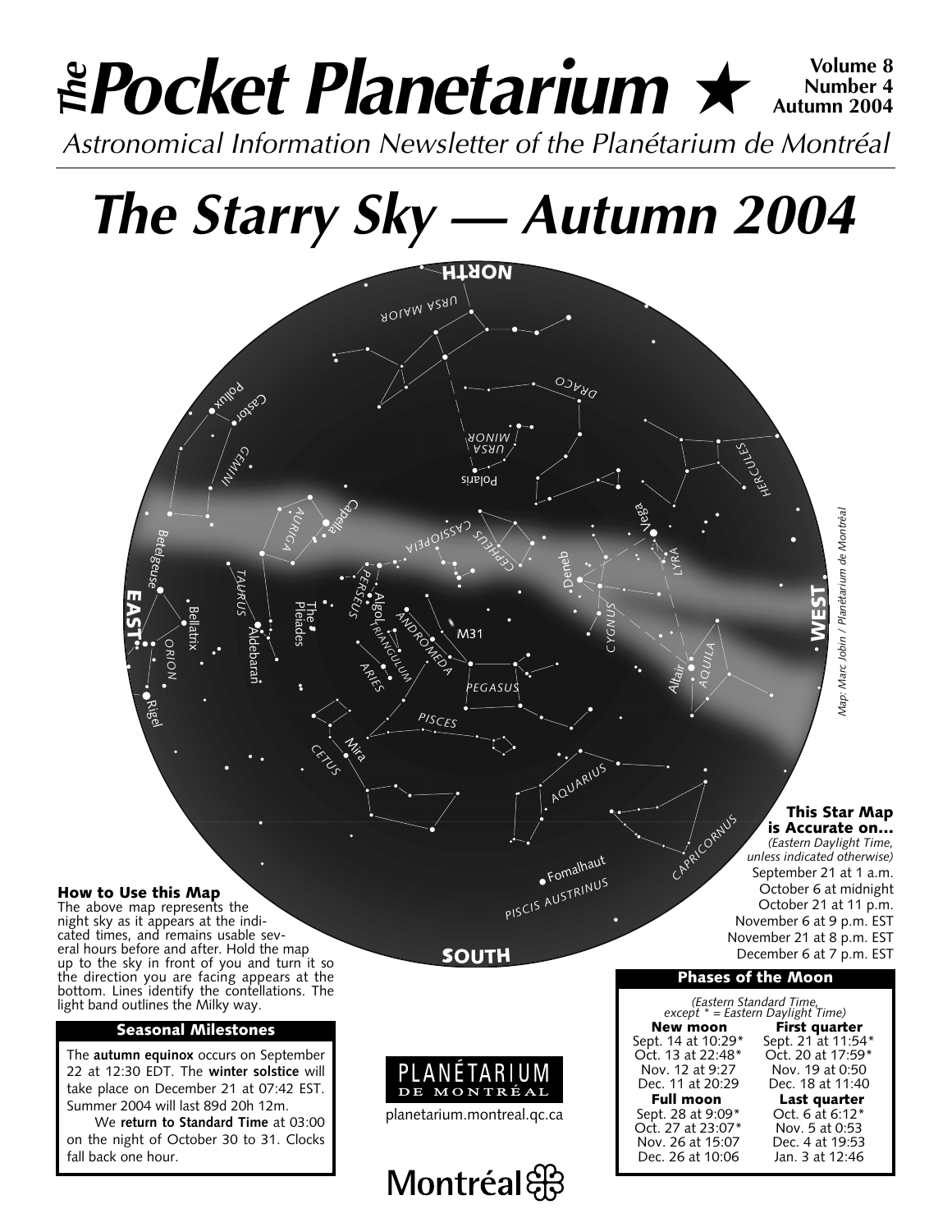# *The* Pocket Planetarium ★

**Volume 8**
**Number 4**
**Autumn 2004**

*Astronomical Information Newsletter of the Planétarium de Montréal*

# *The Starry Sky — Autumn 2004*

*Map: Marc Jobin / Planétarium de Montréal*

### How to Use this Map

The above map represents the night sky as it appears at the indicated times, and remains usable several hours before and after. Hold the map up to the sky in front of you and turn it so the direction you are facing appears at the bottom. Lines identify the contellations. The light band outlines the Milky way.

### This Star Map is Accurate on...

*(Eastern Daylight Time, unless indicated otherwise)*

September 21 at 1 a.m.
October 6 at midnight
October 21 at 11 p.m.
November 6 at 9 p.m. EST
November 21 at 8 p.m. EST
December 6 at 7 p.m. EST

### Seasonal Milestones

The **autumn equinox** occurs on September 22 at 12:30 EDT. The **winter solstice** will take place on December 21 at 07:42 EST. Summer 2004 will last 89d 20h 12m.

We **return to Standard Time** at 03:00 on the night of October 30 to 31. Clocks fall back one hour.

PLANÉTARIUM DE MONTRÉAL

planetarium.montreal.qc.ca

Montréal

### Phases of the Moon

*(Eastern Standard Time, except * = Eastern Daylight Time)*

| New moon | First quarter |
|---|---|
| Sept. 14 at 10:29* | Sept. 21 at 11:54* |
| Oct. 13 at 22:48* | Oct. 20 at 17:59* |
| Nov. 12 at 9:27 | Nov. 19 at 0:50 |
| Dec. 11 at 20:29 | Dec. 18 at 11:40 |
| **Full moon** | **Last quarter** |
| Sept. 28 at 9:09* | Oct. 6 at 6:12* |
| Oct. 27 at 23:07* | Nov. 5 at 0:53 |
| Nov. 26 at 15:07 | Dec. 4 at 19:53 |
| Dec. 26 at 10:06 | Jan. 3 at 12:46 |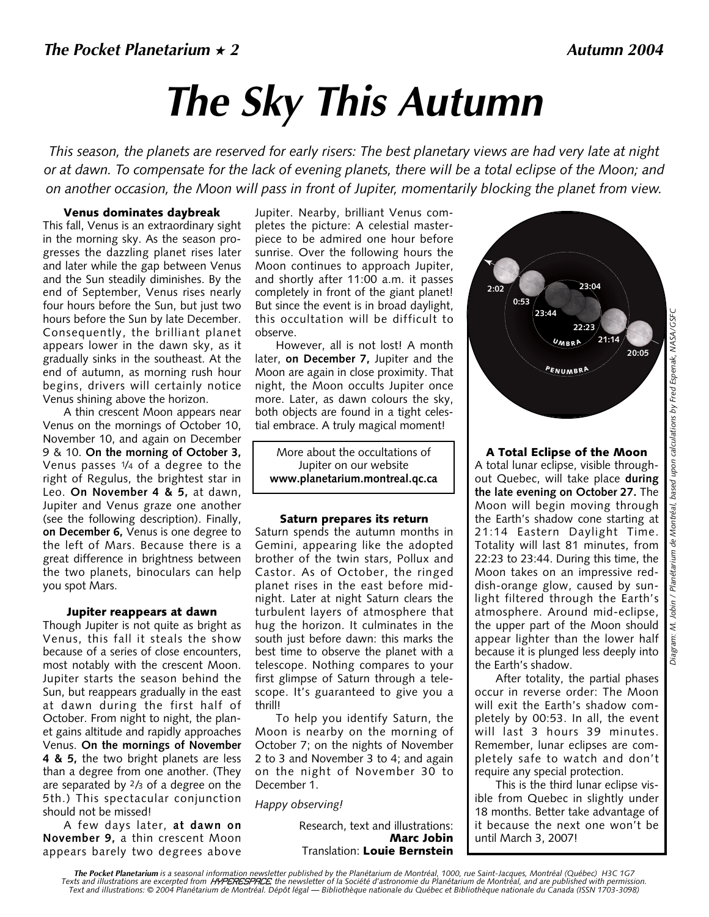*The Pocket Planetarium ★ 2* — *Autumn 2004*

# The Sky This Autumn

*This season, the planets are reserved for early risers: The best planetary views are had very late at night or at dawn. To compensate for the lack of evening planets, there will be a total eclipse of the Moon; and on another occasion, the Moon will pass in front of Jupiter, momentarily blocking the planet from view.*

### Venus dominates daybreak

This fall, Venus is an extraordinary sight in the morning sky. As the season progresses the dazzling planet rises later and later while the gap between Venus and the Sun steadily diminishes. By the end of September, Venus rises nearly four hours before the Sun, but just two hours before the Sun by late December. Consequently, the brilliant planet appears lower in the dawn sky, as it gradually sinks in the southeast. At the end of autumn, as morning rush hour begins, drivers will certainly notice Venus shining above the horizon.

A thin crescent Moon appears near Venus on the mornings of October 10, November 10, and again on December 9 & 10. **On the morning of October 3,** Venus passes 1/4 of a degree to the right of Regulus, the brightest star in Leo. **On November 4 & 5,** at dawn, Jupiter and Venus graze one another (see the following description). Finally, **on December 6,** Venus is one degree to the left of Mars. Because there is a great difference in brightness between the two planets, binoculars can help you spot Mars.

### Jupiter reappears at dawn

Though Jupiter is not quite as bright as Venus, this fall it steals the show because of a series of close encounters, most notably with the crescent Moon. Jupiter starts the season behind the Sun, but reappears gradually in the east at dawn during the first half of October. From night to night, the planet gains altitude and rapidly approaches Venus. **On the mornings of November 4 & 5,** the two bright planets are less than a degree from one another. (They are separated by 2/3 of a degree on the 5th.) This spectacular conjunction should not be missed!

A few days later, **at dawn on November 9,** a thin crescent Moon appears barely two degrees above Jupiter. Nearby, brilliant Venus completes the picture: A celestial masterpiece to be admired one hour before sunrise. Over the following hours the Moon continues to approach Jupiter, and shortly after 11:00 a.m. it passes completely in front of the giant planet! But since the event is in broad daylight, this occultation will be difficult to observe.

However, all is not lost! A month later, **on December 7,** Jupiter and the Moon are again in close proximity. That night, the Moon occults Jupiter once more. Later, as dawn colours the sky, both objects are found in a tight celestial embrace. A truly magical moment!

> More about the occultations of Jupiter on our website
> **www.planetarium.montreal.qc.ca**

### Saturn prepares its return

Saturn spends the autumn months in Gemini, appearing like the adopted brother of the twin stars, Pollux and Castor. As of October, the ringed planet rises in the east before midnight. Later at night Saturn clears the turbulent layers of atmosphere that hug the horizon. It culminates in the south just before dawn: this marks the best time to observe the planet with a telescope. Nothing compares to your first glimpse of Saturn through a telescope. It's guaranteed to give you a thrill!

To help you identify Saturn, the Moon is nearby on the morning of October 7; on the nights of November 2 to 3 and November 3 to 4; and again on the night of November 30 to December 1.

*Happy observing!*

Research, text and illustrations: **Marc Jobin**
Translation: **Louie Bernstein**

2:02
0:53
23:44
23:04
22:23
21:14
20:05
UMBRA
PENUMBRA

*Diagram: M. Jobin / Planétarium de Montréal, based upon calculations by Fred Espenak, NASA/GSFC*

### A Total Eclipse of the Moon

A total lunar eclipse, visible throughout Quebec, will take place **during the late evening on October 27.** The Moon will begin moving through the Earth's shadow cone starting at 21:14 Eastern Daylight Time. Totality will last 81 minutes, from 22:23 to 23:44. During this time, the Moon takes on an impressive reddish-orange glow, caused by sunlight filtered through the Earth's atmosphere. Around mid-eclipse, the upper part of the Moon should appear lighter than the lower half because it is plunged less deeply into the Earth's shadow.

After totality, the partial phases occur in reverse order: The Moon will exit the Earth's shadow completely by 00:53. In all, the event will last 3 hours 39 minutes. Remember, lunar eclipses are completely safe to watch and don't require any special protection.

This is the third lunar eclipse visible from Quebec in slightly under 18 months. Better take advantage of it because the next one won't be until March 3, 2007!

*The Pocket Planetarium* is a seasonal information newsletter published by the Planétarium de Montréal, 1000, rue Saint-Jacques, Montréal (Québec) H3C 1G7
Texts and illustrations are excerpted from *HYPERESPACE*, the newsletter of la Société d'astronomie du Planétarium de Montréal, and are published with permission.
Text and illustrations: © 2004 Planétarium de Montréal. Dépôt légal — Bibliothèque nationale du Québec et Bibliothèque nationale du Canada (ISSN 1703-3098)